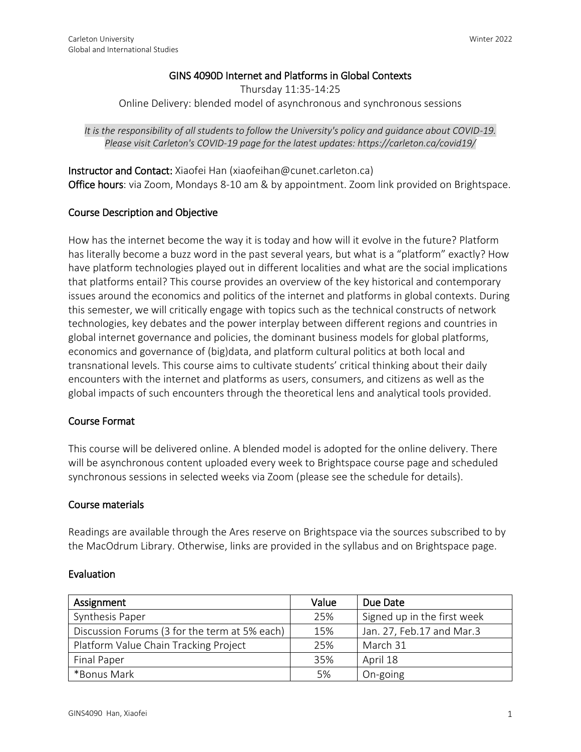Carleton University
Global and International Studies

Winter 2022

# GINS 4090D Internet and Platforms in Global Contexts

Thursday 11:35-14:25

Online Delivery: blended model of asynchronous and synchronous sessions

*It is the responsibility of all students to follow the University's policy and guidance about COVID-19. Please visit Carleton's COVID-19 page for the latest updates: https://carleton.ca/covid19/*

**Instructor and Contact:** Xiaofei Han (xiaofeihan@cunet.carleton.ca)

**Office hours**: via Zoom, Mondays 8-10 am & by appointment. Zoom link provided on Brightspace.

## Course Description and Objective

How has the internet become the way it is today and how will it evolve in the future? Platform has literally become a buzz word in the past several years, but what is a "platform" exactly? How have platform technologies played out in different localities and what are the social implications that platforms entail? This course provides an overview of the key historical and contemporary issues around the economics and politics of the internet and platforms in global contexts. During this semester, we will critically engage with topics such as the technical constructs of network technologies, key debates and the power interplay between different regions and countries in global internet governance and policies, the dominant business models for global platforms, economics and governance of (big)data, and platform cultural politics at both local and transnational levels. This course aims to cultivate students' critical thinking about their daily encounters with the internet and platforms as users, consumers, and citizens as well as the global impacts of such encounters through the theoretical lens and analytical tools provided.

## Course Format

This course will be delivered online. A blended model is adopted for the online delivery. There will be asynchronous content uploaded every week to Brightspace course page and scheduled synchronous sessions in selected weeks via Zoom (please see the schedule for details).

## Course materials

Readings are available through the Ares reserve on Brightspace via the sources subscribed to by the MacOdrum Library. Otherwise, links are provided in the syllabus and on Brightspace page.

## Evaluation

| Assignment | Value | Due Date |
|---|---|---|
| Synthesis Paper | 25% | Signed up in the first week |
| Discussion Forums (3 for the term at 5% each) | 15% | Jan. 27, Feb.17 and Mar.3 |
| Platform Value Chain Tracking Project | 25% | March 31 |
| Final Paper | 35% | April 18 |
| *Bonus Mark | 5% | On-going |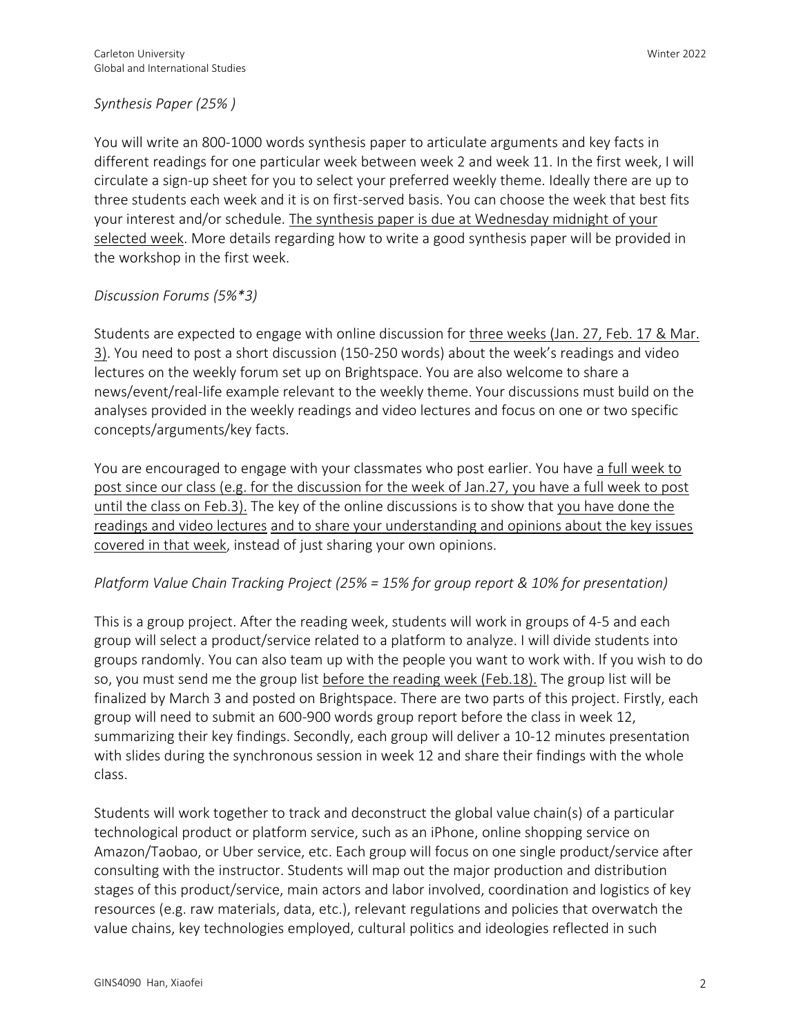*Synthesis Paper (25% )*

You will write an 800-1000 words synthesis paper to articulate arguments and key facts in different readings for one particular week between week 2 and week 11. In the first week, I will circulate a sign-up sheet for you to select your preferred weekly theme. Ideally there are up to three students each week and it is on first-served basis. You can choose the week that best fits your interest and/or schedule. <u>The synthesis paper is due at Wednesday midnight of your selected week</u>. More details regarding how to write a good synthesis paper will be provided in the workshop in the first week.

*Discussion Forums (5%*3)*

Students are expected to engage with online discussion for <u>three weeks (Jan. 27, Feb. 17 & Mar. 3)</u>. You need to post a short discussion (150-250 words) about the week's readings and video lectures on the weekly forum set up on Brightspace. You are also welcome to share a news/event/real-life example relevant to the weekly theme. Your discussions must build on the analyses provided in the weekly readings and video lectures and focus on one or two specific concepts/arguments/key facts.

You are encouraged to engage with your classmates who post earlier. You have <u>a full week to post since our class (e.g. for the discussion for the week of Jan.27, you have a full week to post until the class on Feb.3).</u> The key of the online discussions is to show that <u>you have done the readings and video lectures</u> <u>and to share your understanding and opinions about the key issues covered in that week</u>, instead of just sharing your own opinions.

*Platform Value Chain Tracking Project (25% = 15% for group report & 10% for presentation)*

This is a group project. After the reading week, students will work in groups of 4-5 and each group will select a product/service related to a platform to analyze. I will divide students into groups randomly. You can also team up with the people you want to work with. If you wish to do so, you must send me the group list <u>before the reading week (Feb.18).</u> The group list will be finalized by March 3 and posted on Brightspace. There are two parts of this project. Firstly, each group will need to submit an 600-900 words group report before the class in week 12, summarizing their key findings. Secondly, each group will deliver a 10-12 minutes presentation with slides during the synchronous session in week 12 and share their findings with the whole class.

Students will work together to track and deconstruct the global value chain(s) of a particular technological product or platform service, such as an iPhone, online shopping service on Amazon/Taobao, or Uber service, etc. Each group will focus on one single product/service after consulting with the instructor. Students will map out the major production and distribution stages of this product/service, main actors and labor involved, coordination and logistics of key resources (e.g. raw materials, data, etc.), relevant regulations and policies that overwatch the value chains, key technologies employed, cultural politics and ideologies reflected in such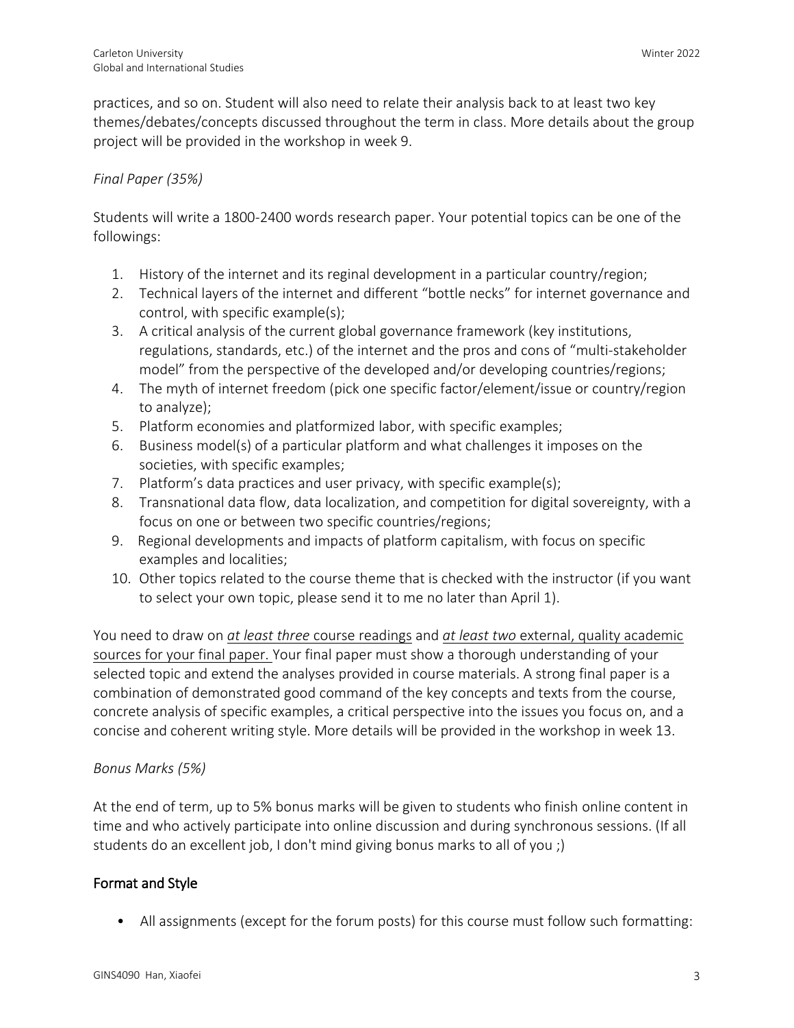practices, and so on. Student will also need to relate their analysis back to at least two key themes/debates/concepts discussed throughout the term in class. More details about the group project will be provided in the workshop in week 9.

*Final Paper (35%)*

Students will write a 1800-2400 words research paper. Your potential topics can be one of the followings:

1. History of the internet and its reginal development in a particular country/region;
2. Technical layers of the internet and different "bottle necks" for internet governance and control, with specific example(s);
3. A critical analysis of the current global governance framework (key institutions, regulations, standards, etc.) of the internet and the pros and cons of "multi-stakeholder model" from the perspective of the developed and/or developing countries/regions;
4. The myth of internet freedom (pick one specific factor/element/issue or country/region to analyze);
5. Platform economies and platformized labor, with specific examples;
6. Business model(s) of a particular platform and what challenges it imposes on the societies, with specific examples;
7. Platform's data practices and user privacy, with specific example(s);
8. Transnational data flow, data localization, and competition for digital sovereignty, with a focus on one or between two specific countries/regions;
9. Regional developments and impacts of platform capitalism, with focus on specific examples and localities;
10. Other topics related to the course theme that is checked with the instructor (if you want to select your own topic, please send it to me no later than April 1).

You need to draw on <u>*at least three* course readings</u> and <u>*at least two* external, quality academic sources for your final paper.</u> Your final paper must show a thorough understanding of your selected topic and extend the analyses provided in course materials. A strong final paper is a combination of demonstrated good command of the key concepts and texts from the course, concrete analysis of specific examples, a critical perspective into the issues you focus on, and a concise and coherent writing style. More details will be provided in the workshop in week 13.

*Bonus Marks (5%)*

At the end of term, up to 5% bonus marks will be given to students who finish online content in time and who actively participate into online discussion and during synchronous sessions. (If all students do an excellent job, I don't mind giving bonus marks to all of you ;)

## Format and Style

- All assignments (except for the forum posts) for this course must follow such formatting: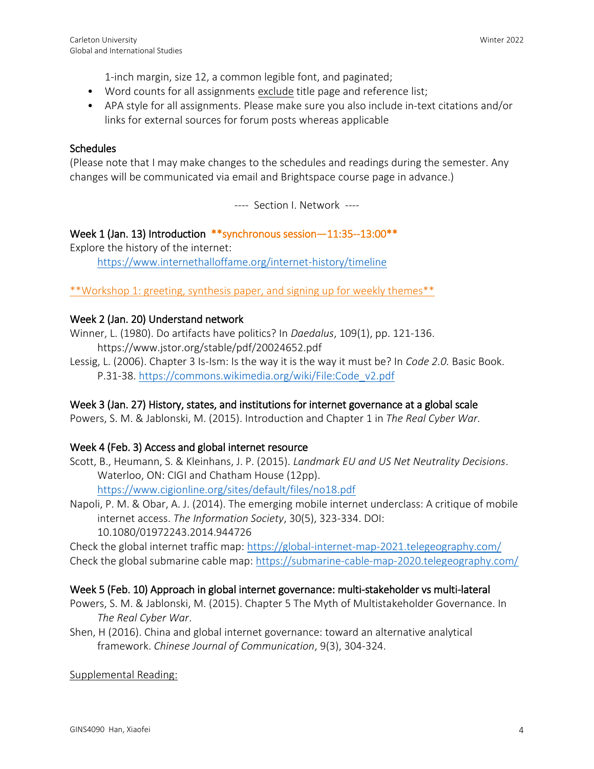1-inch margin, size 12, a common legible font, and paginated;
- Word counts for all assignments exclude title page and reference list;
- APA style for all assignments. Please make sure you also include in-text citations and/or links for external sources for forum posts whereas applicable

## Schedules

(Please note that I may make changes to the schedules and readings during the semester. Any changes will be communicated via email and Brightspace course page in advance.)

---- Section I. Network ----

### Week 1 (Jan. 13) Introduction **synchronous session—11:35--13:00**

Explore the history of the internet:
https://www.internethalloffame.org/internet-history/timeline

**Workshop 1: greeting, synthesis paper, and signing up for weekly themes**

### Week 2 (Jan. 20) Understand network

Winner, L. (1980). Do artifacts have politics? In *Daedalus*, 109(1), pp. 121-136. https://www.jstor.org/stable/pdf/20024652.pdf

Lessig, L. (2006). Chapter 3 Is-Ism: Is the way it is the way it must be? In *Code 2.0.* Basic Book. P.31-38. https://commons.wikimedia.org/wiki/File:Code_v2.pdf

### Week 3 (Jan. 27) History, states, and institutions for internet governance at a global scale

Powers, S. M. & Jablonski, M. (2015). Introduction and Chapter 1 in *The Real Cyber War.*

### Week 4 (Feb. 3) Access and global internet resource

Scott, B., Heumann, S. & Kleinhans, J. P. (2015). *Landmark EU and US Net Neutrality Decisions*. Waterloo, ON: CIGI and Chatham House (12pp). https://www.cigionline.org/sites/default/files/no18.pdf

Napoli, P. M. & Obar, A. J. (2014). The emerging mobile internet underclass: A critique of mobile internet access. *The Information Society*, 30(5), 323-334. DOI: 10.1080/01972243.2014.944726

Check the global internet traffic map: https://global-internet-map-2021.telegeography.com/

Check the global submarine cable map: https://submarine-cable-map-2020.telegeography.com/

### Week 5 (Feb. 10) Approach in global internet governance: multi-stakeholder vs multi-lateral

Powers, S. M. & Jablonski, M. (2015). Chapter 5 The Myth of Multistakeholder Governance. In *The Real Cyber War*.

Shen, H (2016). China and global internet governance: toward an alternative analytical framework. *Chinese Journal of Communication*, 9(3), 304-324.

Supplemental Reading: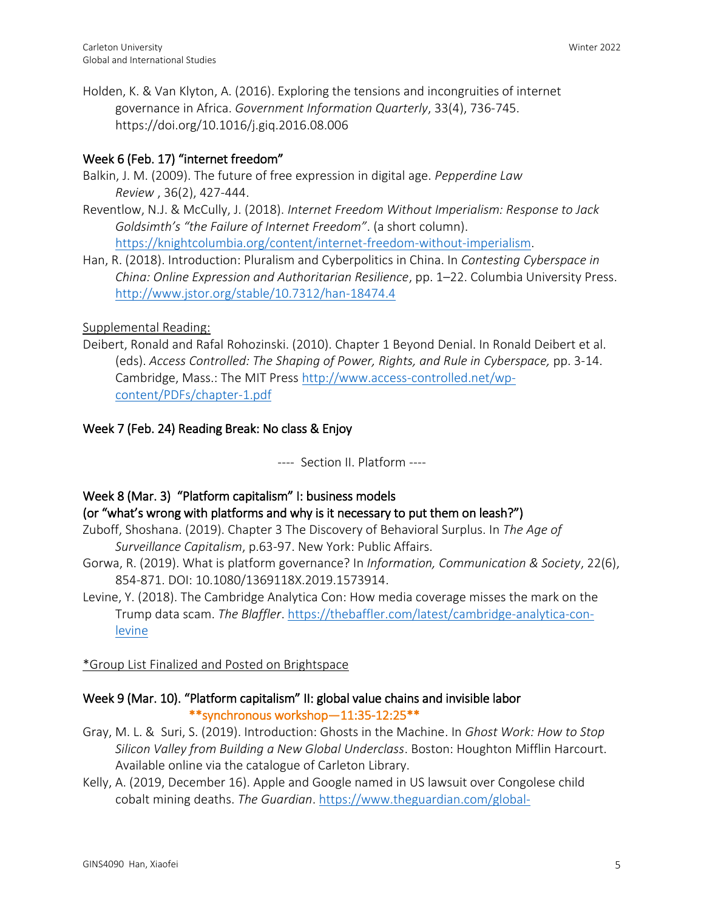Holden, K. & Van Klyton, A. (2016). Exploring the tensions and incongruities of internet governance in Africa. *Government Information Quarterly*, 33(4), 736-745. https://doi.org/10.1016/j.giq.2016.08.006

## Week 6 (Feb. 17) "internet freedom"

Balkin, J. M. (2009). The future of free expression in digital age. *Pepperdine Law Review* , 36(2), 427-444.

Reventlow, N.J. & McCully, J. (2018). *Internet Freedom Without Imperialism: Response to Jack Goldsimth's "the Failure of Internet Freedom"*. (a short column). https://knightcolumbia.org/content/internet-freedom-without-imperialism.

Han, R. (2018). Introduction: Pluralism and Cyberpolitics in China. In *Contesting Cyberspace in China: Online Expression and Authoritarian Resilience*, pp. 1–22. Columbia University Press. http://www.jstor.org/stable/10.7312/han-18474.4

Supplemental Reading:

Deibert, Ronald and Rafal Rohozinski. (2010). Chapter 1 Beyond Denial. In Ronald Deibert et al. (eds). *Access Controlled: The Shaping of Power, Rights, and Rule in Cyberspace,* pp. 3-14. Cambridge, Mass.: The MIT Press http://www.access-controlled.net/wp-content/PDFs/chapter-1.pdf

## Week 7 (Feb. 24) Reading Break: No class & Enjoy

---- Section II. Platform ----

## Week 8 (Mar. 3) "Platform capitalism" I: business models (or "what's wrong with platforms and why is it necessary to put them on leash?")

Zuboff, Shoshana. (2019). Chapter 3 The Discovery of Behavioral Surplus. In *The Age of Surveillance Capitalism*, p.63-97. New York: Public Affairs.

Gorwa, R. (2019). What is platform governance? In *Information, Communication & Society*, 22(6), 854-871. DOI: 10.1080/1369118X.2019.1573914.

Levine, Y. (2018). The Cambridge Analytica Con: How media coverage misses the mark on the Trump data scam. *The Blaffler*. https://thebaffler.com/latest/cambridge-analytica-con-levine

*Group List Finalized and Posted on Brightspace

## Week 9 (Mar. 10). "Platform capitalism" II: global value chains and invisible labor

**synchronous workshop—11:35-12:25**

Gray, M. L. & Suri, S. (2019). Introduction: Ghosts in the Machine. In *Ghost Work: How to Stop Silicon Valley from Building a New Global Underclass*. Boston: Houghton Mifflin Harcourt. Available online via the catalogue of Carleton Library.

Kelly, A. (2019, December 16). Apple and Google named in US lawsuit over Congolese child cobalt mining deaths. *The Guardian*. https://www.theguardian.com/global-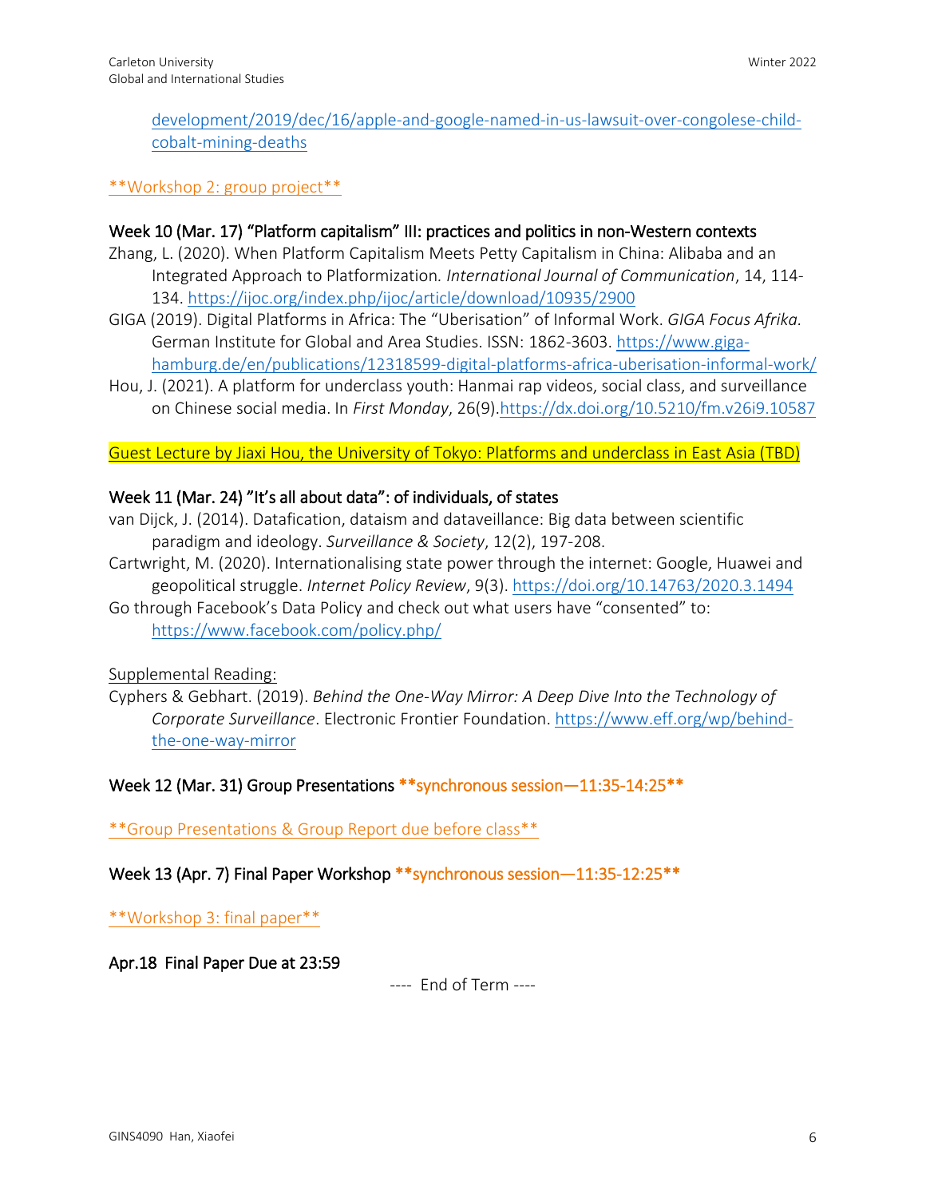development/2019/dec/16/apple-and-google-named-in-us-lawsuit-over-congolese-child-cobalt-mining-deaths

**Workshop 2: group project**

### Week 10 (Mar. 17) "Platform capitalism" III: practices and politics in non-Western contexts

Zhang, L. (2020). When Platform Capitalism Meets Petty Capitalism in China: Alibaba and an Integrated Approach to Platformization. *International Journal of Communication*, 14, 114-134. https://ijoc.org/index.php/ijoc/article/download/10935/2900

GIGA (2019). Digital Platforms in Africa: The "Uberisation" of Informal Work. *GIGA Focus Afrika.* German Institute for Global and Area Studies. ISSN: 1862-3603. https://www.giga-hamburg.de/en/publications/12318599-digital-platforms-africa-uberisation-informal-work/

Hou, J. (2021). A platform for underclass youth: Hanmai rap videos, social class, and surveillance on Chinese social media. In *First Monday*, 26(9).https://dx.doi.org/10.5210/fm.v26i9.10587

Guest Lecture by Jiaxi Hou, the University of Tokyo: Platforms and underclass in East Asia (TBD)

### Week 11 (Mar. 24) "It's all about data": of individuals, of states

van Dijck, J. (2014). Datafication, dataism and dataveillance: Big data between scientific paradigm and ideology. *Surveillance & Society*, 12(2), 197-208.

Cartwright, M. (2020). Internationalising state power through the internet: Google, Huawei and geopolitical struggle. *Internet Policy Review*, 9(3). https://doi.org/10.14763/2020.3.1494

Go through Facebook's Data Policy and check out what users have "consented" to: https://www.facebook.com/policy.php/

Supplemental Reading:

Cyphers & Gebhart. (2019). *Behind the One-Way Mirror: A Deep Dive Into the Technology of Corporate Surveillance*. Electronic Frontier Foundation. https://www.eff.org/wp/behind-the-one-way-mirror

### Week 12 (Mar. 31) Group Presentations **synchronous session—11:35-14:25**

**Group Presentations & Group Report due before class**

### Week 13 (Apr. 7) Final Paper Workshop **synchronous session—11:35-12:25**

**Workshop 3: final paper**

### Apr.18 Final Paper Due at 23:59

---- End of Term ----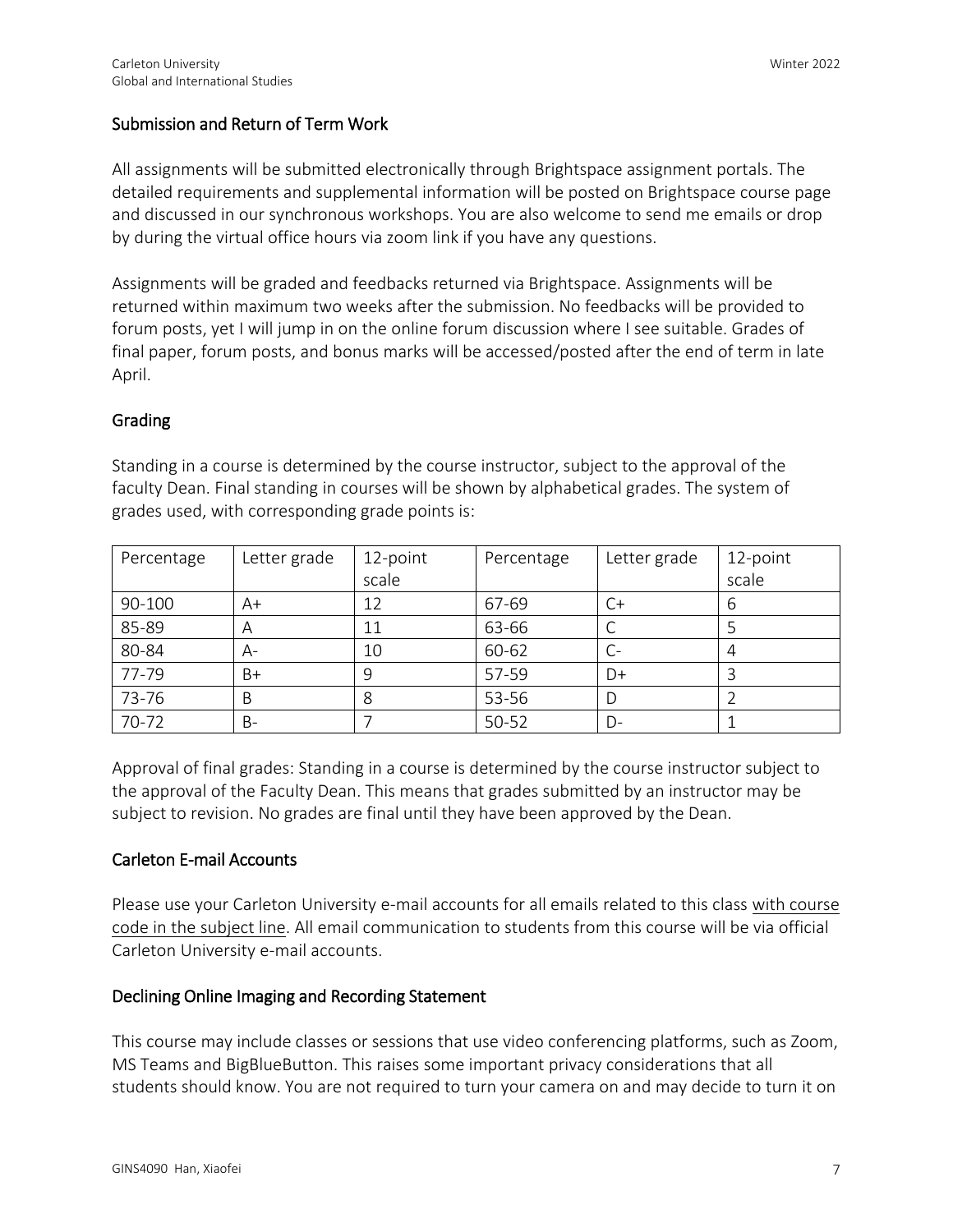## Submission and Return of Term Work

All assignments will be submitted electronically through Brightspace assignment portals. The detailed requirements and supplemental information will be posted on Brightspace course page and discussed in our synchronous workshops. You are also welcome to send me emails or drop by during the virtual office hours via zoom link if you have any questions.

Assignments will be graded and feedbacks returned via Brightspace. Assignments will be returned within maximum two weeks after the submission. No feedbacks will be provided to forum posts, yet I will jump in on the online forum discussion where I see suitable. Grades of final paper, forum posts, and bonus marks will be accessed/posted after the end of term in late April.

## Grading

Standing in a course is determined by the course instructor, subject to the approval of the faculty Dean. Final standing in courses will be shown by alphabetical grades. The system of grades used, with corresponding grade points is:

| Percentage | Letter grade | 12-point scale | Percentage | Letter grade | 12-point scale |
|---|---|---|---|---|---|
| 90-100 | A+ | 12 | 67-69 | C+ | 6 |
| 85-89 | A | 11 | 63-66 | C | 5 |
| 80-84 | A- | 10 | 60-62 | C- | 4 |
| 77-79 | B+ | 9 | 57-59 | D+ | 3 |
| 73-76 | B | 8 | 53-56 | D | 2 |
| 70-72 | B- | 7 | 50-52 | D- | 1 |

Approval of final grades: Standing in a course is determined by the course instructor subject to the approval of the Faculty Dean. This means that grades submitted by an instructor may be subject to revision. No grades are final until they have been approved by the Dean.

## Carleton E-mail Accounts

Please use your Carleton University e-mail accounts for all emails related to this class with course code in the subject line. All email communication to students from this course will be via official Carleton University e-mail accounts.

## Declining Online Imaging and Recording Statement

This course may include classes or sessions that use video conferencing platforms, such as Zoom, MS Teams and BigBlueButton. This raises some important privacy considerations that all students should know. You are not required to turn your camera on and may decide to turn it on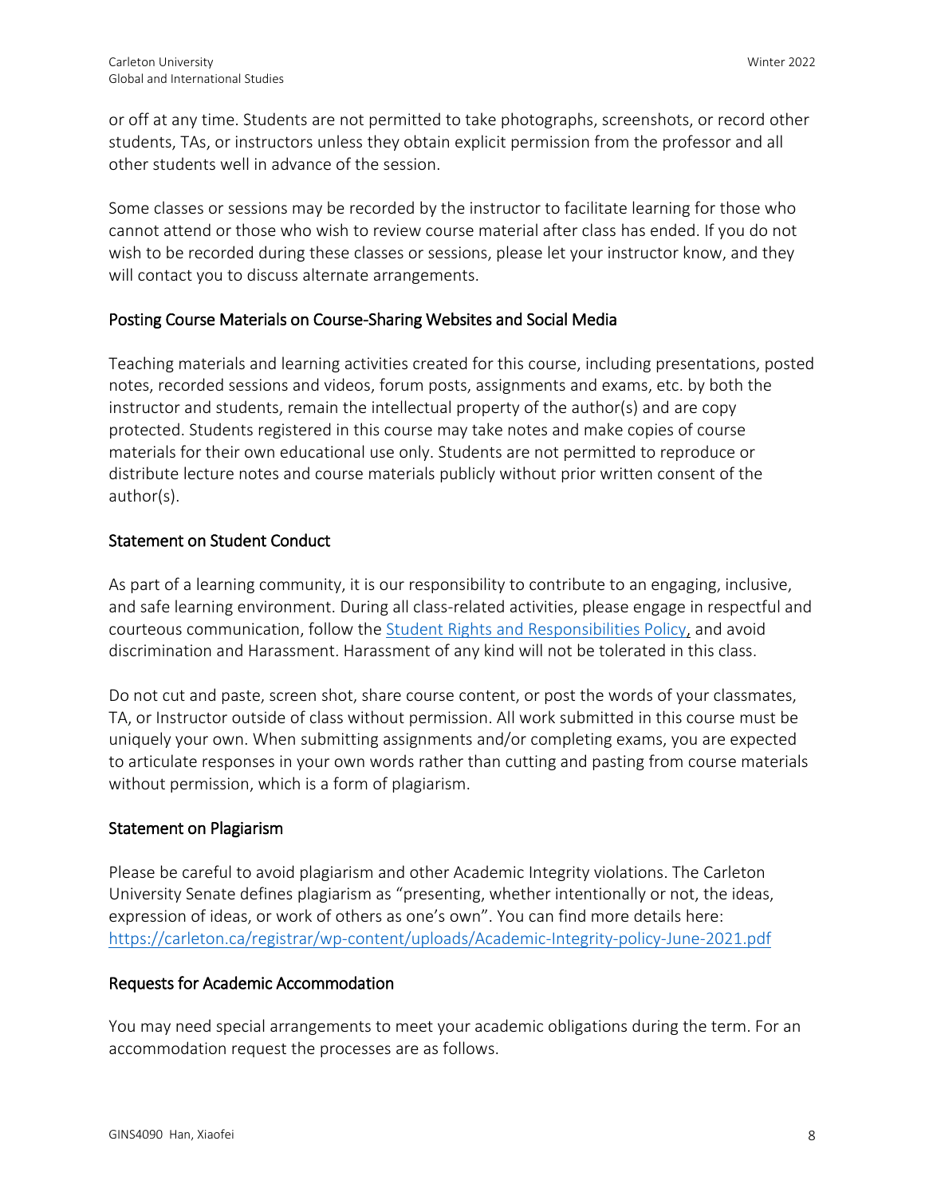or off at any time. Students are not permitted to take photographs, screenshots, or record other students, TAs, or instructors unless they obtain explicit permission from the professor and all other students well in advance of the session.

Some classes or sessions may be recorded by the instructor to facilitate learning for those who cannot attend or those who wish to review course material after class has ended. If you do not wish to be recorded during these classes or sessions, please let your instructor know, and they will contact you to discuss alternate arrangements.

### Posting Course Materials on Course-Sharing Websites and Social Media

Teaching materials and learning activities created for this course, including presentations, posted notes, recorded sessions and videos, forum posts, assignments and exams, etc. by both the instructor and students, remain the intellectual property of the author(s) and are copy protected. Students registered in this course may take notes and make copies of course materials for their own educational use only. Students are not permitted to reproduce or distribute lecture notes and course materials publicly without prior written consent of the author(s).

### Statement on Student Conduct

As part of a learning community, it is our responsibility to contribute to an engaging, inclusive, and safe learning environment. During all class-related activities, please engage in respectful and courteous communication, follow the Student Rights and Responsibilities Policy, and avoid discrimination and Harassment. Harassment of any kind will not be tolerated in this class.

Do not cut and paste, screen shot, share course content, or post the words of your classmates, TA, or Instructor outside of class without permission. All work submitted in this course must be uniquely your own. When submitting assignments and/or completing exams, you are expected to articulate responses in your own words rather than cutting and pasting from course materials without permission, which is a form of plagiarism.

### Statement on Plagiarism

Please be careful to avoid plagiarism and other Academic Integrity violations. The Carleton University Senate defines plagiarism as "presenting, whether intentionally or not, the ideas, expression of ideas, or work of others as one's own". You can find more details here: https://carleton.ca/registrar/wp-content/uploads/Academic-Integrity-policy-June-2021.pdf

### Requests for Academic Accommodation

You may need special arrangements to meet your academic obligations during the term. For an accommodation request the processes are as follows.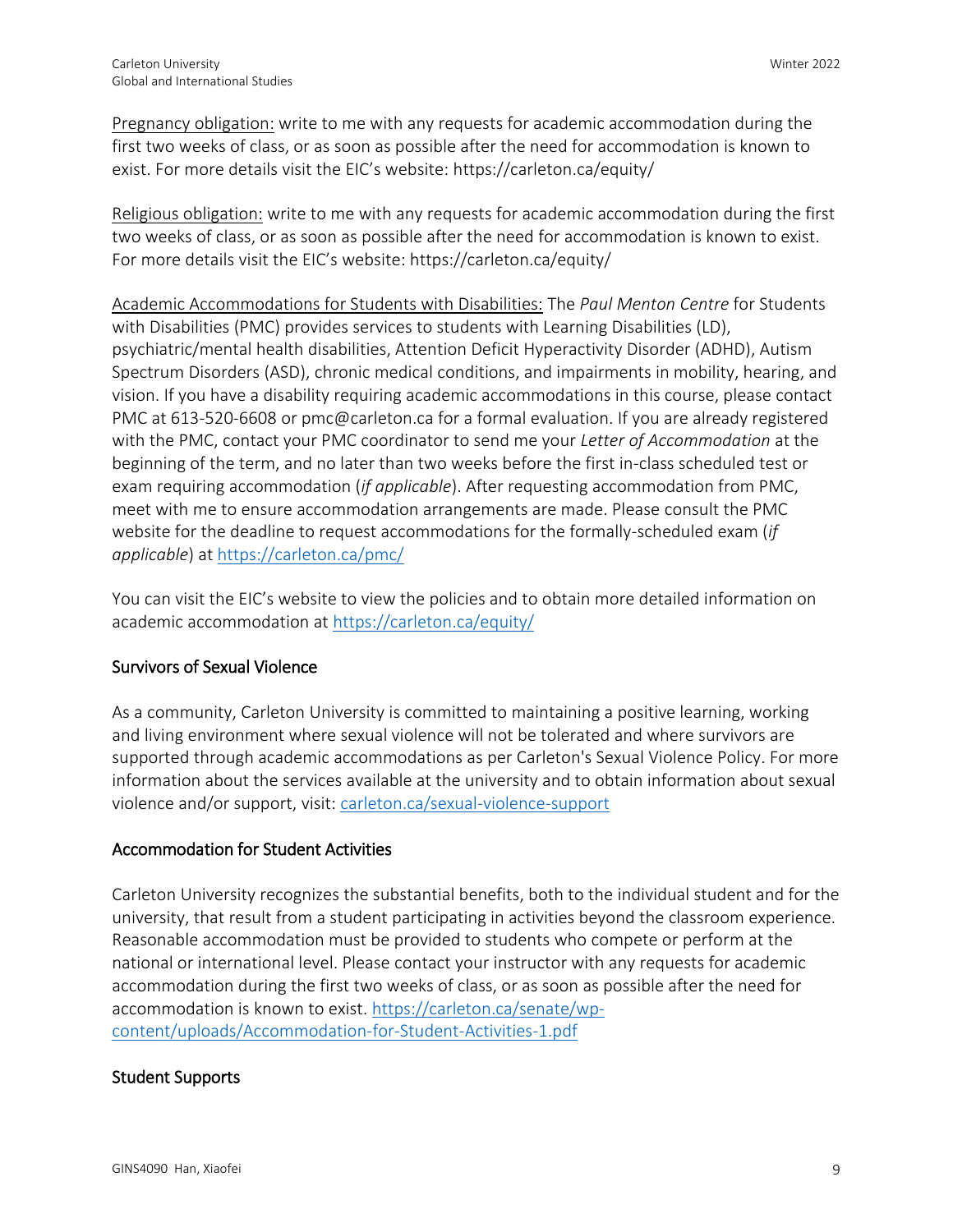Pregnancy obligation: write to me with any requests for academic accommodation during the first two weeks of class, or as soon as possible after the need for accommodation is known to exist. For more details visit the EIC's website: https://carleton.ca/equity/

Religious obligation: write to me with any requests for academic accommodation during the first two weeks of class, or as soon as possible after the need for accommodation is known to exist. For more details visit the EIC's website: https://carleton.ca/equity/

Academic Accommodations for Students with Disabilities: The *Paul Menton Centre* for Students with Disabilities (PMC) provides services to students with Learning Disabilities (LD), psychiatric/mental health disabilities, Attention Deficit Hyperactivity Disorder (ADHD), Autism Spectrum Disorders (ASD), chronic medical conditions, and impairments in mobility, hearing, and vision. If you have a disability requiring academic accommodations in this course, please contact PMC at 613-520-6608 or pmc@carleton.ca for a formal evaluation. If you are already registered with the PMC, contact your PMC coordinator to send me your *Letter of Accommodation* at the beginning of the term, and no later than two weeks before the first in-class scheduled test or exam requiring accommodation (*if applicable*). After requesting accommodation from PMC, meet with me to ensure accommodation arrangements are made. Please consult the PMC website for the deadline to request accommodations for the formally-scheduled exam (*if applicable*) at https://carleton.ca/pmc/

You can visit the EIC's website to view the policies and to obtain more detailed information on academic accommodation at https://carleton.ca/equity/

## Survivors of Sexual Violence

As a community, Carleton University is committed to maintaining a positive learning, working and living environment where sexual violence will not be tolerated and where survivors are supported through academic accommodations as per Carleton's Sexual Violence Policy. For more information about the services available at the university and to obtain information about sexual violence and/or support, visit: carleton.ca/sexual-violence-support

## Accommodation for Student Activities

Carleton University recognizes the substantial benefits, both to the individual student and for the university, that result from a student participating in activities beyond the classroom experience. Reasonable accommodation must be provided to students who compete or perform at the national or international level. Please contact your instructor with any requests for academic accommodation during the first two weeks of class, or as soon as possible after the need for accommodation is known to exist. https://carleton.ca/senate/wp-content/uploads/Accommodation-for-Student-Activities-1.pdf

## Student Supports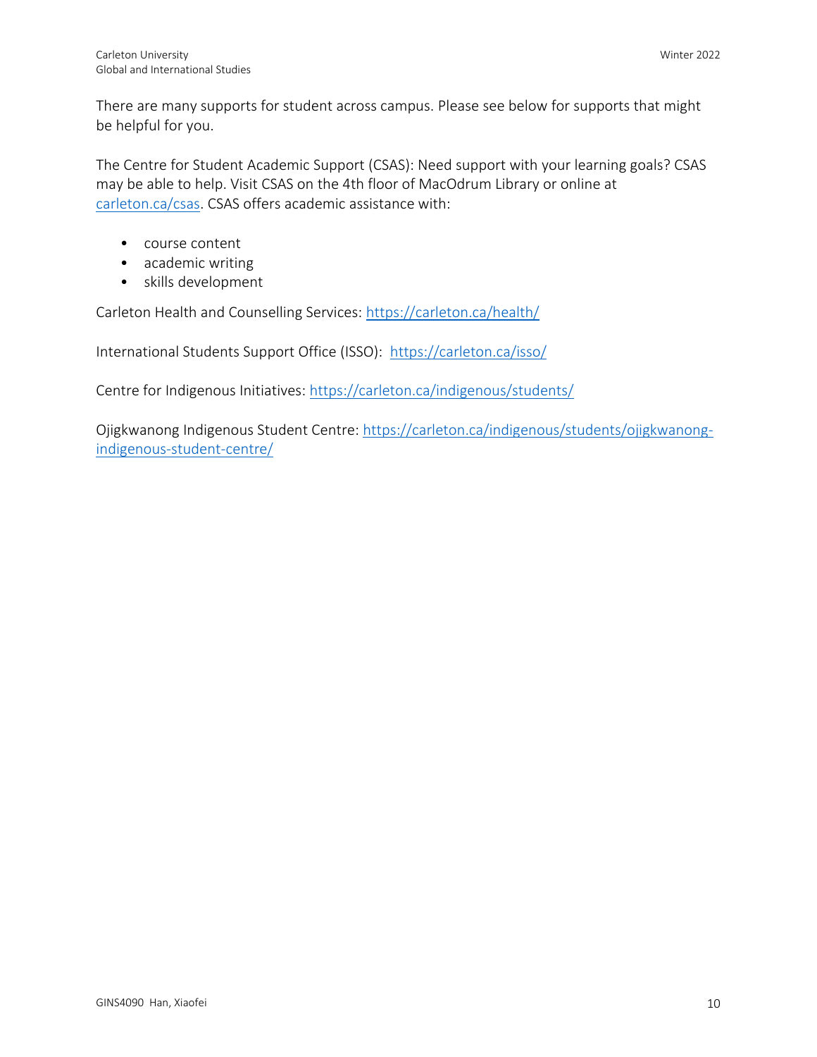There are many supports for student across campus. Please see below for supports that might be helpful for you.

The Centre for Student Academic Support (CSAS): Need support with your learning goals? CSAS may be able to help. Visit CSAS on the 4th floor of MacOdrum Library or online at carleton.ca/csas. CSAS offers academic assistance with:

- course content
- academic writing
- skills development

Carleton Health and Counselling Services: https://carleton.ca/health/

International Students Support Office (ISSO): https://carleton.ca/isso/

Centre for Indigenous Initiatives: https://carleton.ca/indigenous/students/

Ojigkwanong Indigenous Student Centre: https://carleton.ca/indigenous/students/ojigkwanong-indigenous-student-centre/